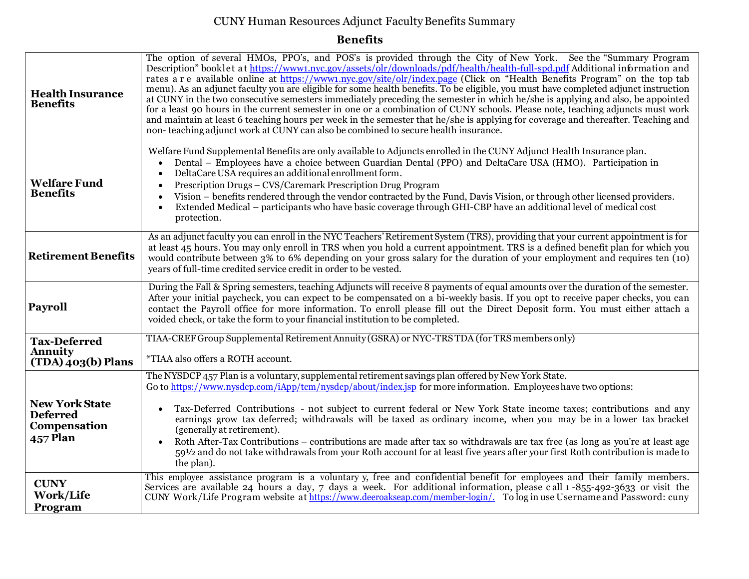# CUNY Human Resources Adjunct Faculty Benefits Summary

## Benefits

| | |
|---|---|
| **Health Insurance Benefits** | The option of several HMOs, PPO's, and POS's is provided through the City of New York. See the "Summary Program Description" booklet at https://www1.nyc.gov/assets/olr/downloads/pdf/health/health-full-spd.pdf Additional information and rates are available online at https://www1.nyc.gov/site/olr/index.page (Click on "Health Benefits Program" on the top tab menu). As an adjunct faculty you are eligible for some health benefits. To be eligible, you must have completed adjunct instruction at CUNY in the two consecutive semesters immediately preceding the semester in which he/she is applying and also, be appointed for a least 90 hours in the current semester in one or a combination of CUNY schools. Please note, teaching adjuncts must work and maintain at least 6 teaching hours per week in the semester that he/she is applying for coverage and thereafter. Teaching and non- teaching adjunct work at CUNY can also be combined to secure health insurance. |
| **Welfare Fund Benefits** | Welfare Fund Supplemental Benefits are only available to Adjuncts enrolled in the CUNY Adjunct Health Insurance plan.<br>• Dental – Employees have a choice between Guardian Dental (PPO) and DeltaCare USA (HMO). Participation in<br>• DeltaCare USA requires an additional enrollment form.<br>• Prescription Drugs – CVS/Caremark Prescription Drug Program<br>• Vision – benefits rendered through the vendor contracted by the Fund, Davis Vision, or through other licensed providers.<br>• Extended Medical – participants who have basic coverage through GHI-CBP have an additional level of medical cost protection. |
| **Retirement Benefits** | As an adjunct faculty you can enroll in the NYC Teachers' Retirement System (TRS), providing that your current appointment is for at least 45 hours. You may only enroll in TRS when you hold a current appointment. TRS is a defined benefit plan for which you would contribute between 3% to 6% depending on your gross salary for the duration of your employment and requires ten (10) years of full-time credited service credit in order to be vested. |
| **Payroll** | During the Fall & Spring semesters, teaching Adjuncts will receive 8 payments of equal amounts over the duration of the semester. After your initial paycheck, you can expect to be compensated on a bi-weekly basis. If you opt to receive paper checks, you can contact the Payroll office for more information. To enroll please fill out the Direct Deposit form. You must either attach a voided check, or take the form to your financial institution to be completed. |
| **Tax-Deferred Annuity (TDA) 403(b) Plans** | TIAA-CREF Group Supplemental Retirement Annuity (GSRA) or NYC-TRS TDA (for TRS members only)<br><br>*TIAA also offers a ROTH account. |
| **New York State Deferred Compensation 457 Plan** | The NYSDCP 457 Plan is a voluntary, supplemental retirement savings plan offered by New York State.<br>Go to https://www.nysdcp.com/iApp/tcm/nysdcp/about/index.jsp for more information. Employees have two options:<br>• Tax-Deferred Contributions - not subject to current federal or New York State income taxes; contributions and any earnings grow tax deferred; withdrawals will be taxed as ordinary income, when you may be in a lower tax bracket (generally at retirement).<br>• Roth After-Tax Contributions – contributions are made after tax so withdrawals are tax free (as long as you're at least age 59½ and do not take withdrawals from your Roth account for at least five years after your first Roth contribution is made to the plan). |
| **CUNY Work/Life Program** | This employee assistance program is a voluntary y, free and confidential benefit for employees and their family members. Services are available 24 hours a day, 7 days a week. For additional information, please call 1 -855-492-3633 or visit the CUNY Work/Life Program website at https://www.deeroakseap.com/member-login/. To log in use Username and Password: cuny |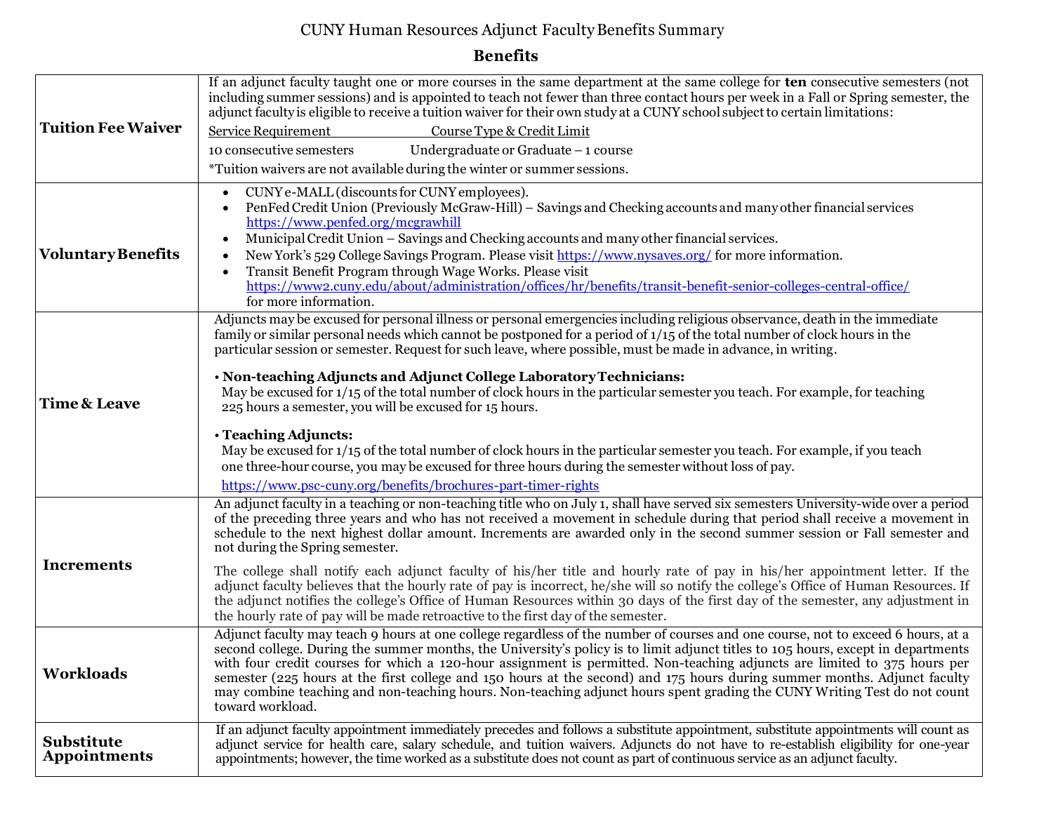CUNY Human Resources Adjunct Faculty Benefits Summary

## Benefits

| | |
|---|---|
| **Tuition Fee Waiver** | If an adjunct faculty taught one or more courses in the same department at the same college for **ten** consecutive semesters (not including summer sessions) and is appointed to teach not fewer than three contact hours per week in a Fall or Spring semester, the adjunct faculty is eligible to receive a tuition waiver for their own study at a CUNY school subject to certain limitations:<br><br><u>Service Requirement</u> <u>Course Type & Credit Limit</u><br>10 consecutive semesters Undergraduate or Graduate – 1 course<br><br>*Tuition waivers are not available during the winter or summer sessions. |
| **Voluntary Benefits** | • CUNY e-MALL (discounts for CUNY employees).<br>• PenFed Credit Union (Previously McGraw-Hill) – Savings and Checking accounts and many other financial services https://www.penfed.org/mcgrawhill<br>• Municipal Credit Union – Savings and Checking accounts and many other financial services.<br>• New York's 529 College Savings Program. Please visit https://www.nysaves.org/ for more information.<br>• Transit Benefit Program through Wage Works. Please visit https://www2.cuny.edu/about/administration/offices/hr/benefits/transit-benefit-senior-colleges-central-office/ for more information. |
| **Time & Leave** | Adjuncts may be excused for personal illness or personal emergencies including religious observance, death in the immediate family or similar personal needs which cannot be postponed for a period of 1/15 of the total number of clock hours in the particular session or semester. Request for such leave, where possible, must be made in advance, in writing.<br><br>• **Non-teaching Adjuncts and Adjunct College Laboratory Technicians:**<br>May be excused for 1/15 of the total number of clock hours in the particular semester you teach. For example, for teaching 225 hours a semester, you will be excused for 15 hours.<br><br>• **Teaching Adjuncts:**<br>May be excused for 1/15 of the total number of clock hours in the particular semester you teach. For example, if you teach one three-hour course, you may be excused for three hours during the semester without loss of pay.<br><br>https://www.psc-cuny.org/benefits/brochures-part-timer-rights |
| **Increments** | An adjunct faculty in a teaching or non-teaching title who on July 1, shall have served six semesters University-wide over a period of the preceding three years and who has not received a movement in schedule during that period shall receive a movement in schedule to the next highest dollar amount. Increments are awarded only in the second summer session or Fall semester and not during the Spring semester.<br><br>The college shall notify each adjunct faculty of his/her title and hourly rate of pay in his/her appointment letter. If the adjunct faculty believes that the hourly rate of pay is incorrect, he/she will so notify the college's Office of Human Resources. If the adjunct notifies the college's Office of Human Resources within 30 days of the first day of the semester, any adjustment in the hourly rate of pay will be made retroactive to the first day of the semester. |
| **Workloads** | Adjunct faculty may teach 9 hours at one college regardless of the number of courses and one course, not to exceed 6 hours, at a second college. During the summer months, the University's policy is to limit adjunct titles to 105 hours, except in departments with four credit courses for which a 120-hour assignment is permitted. Non-teaching adjuncts are limited to 375 hours per semester (225 hours at the first college and 150 hours at the second) and 175 hours during summer months. Adjunct faculty may combine teaching and non-teaching hours. Non-teaching adjunct hours spent grading the CUNY Writing Test do not count toward workload. |
| **Substitute Appointments** | If an adjunct faculty appointment immediately precedes and follows a substitute appointment, substitute appointments will count as adjunct service for health care, salary schedule, and tuition waivers. Adjuncts do not have to re-establish eligibility for one-year appointments; however, the time worked as a substitute does not count as part of continuous service as an adjunct faculty. |